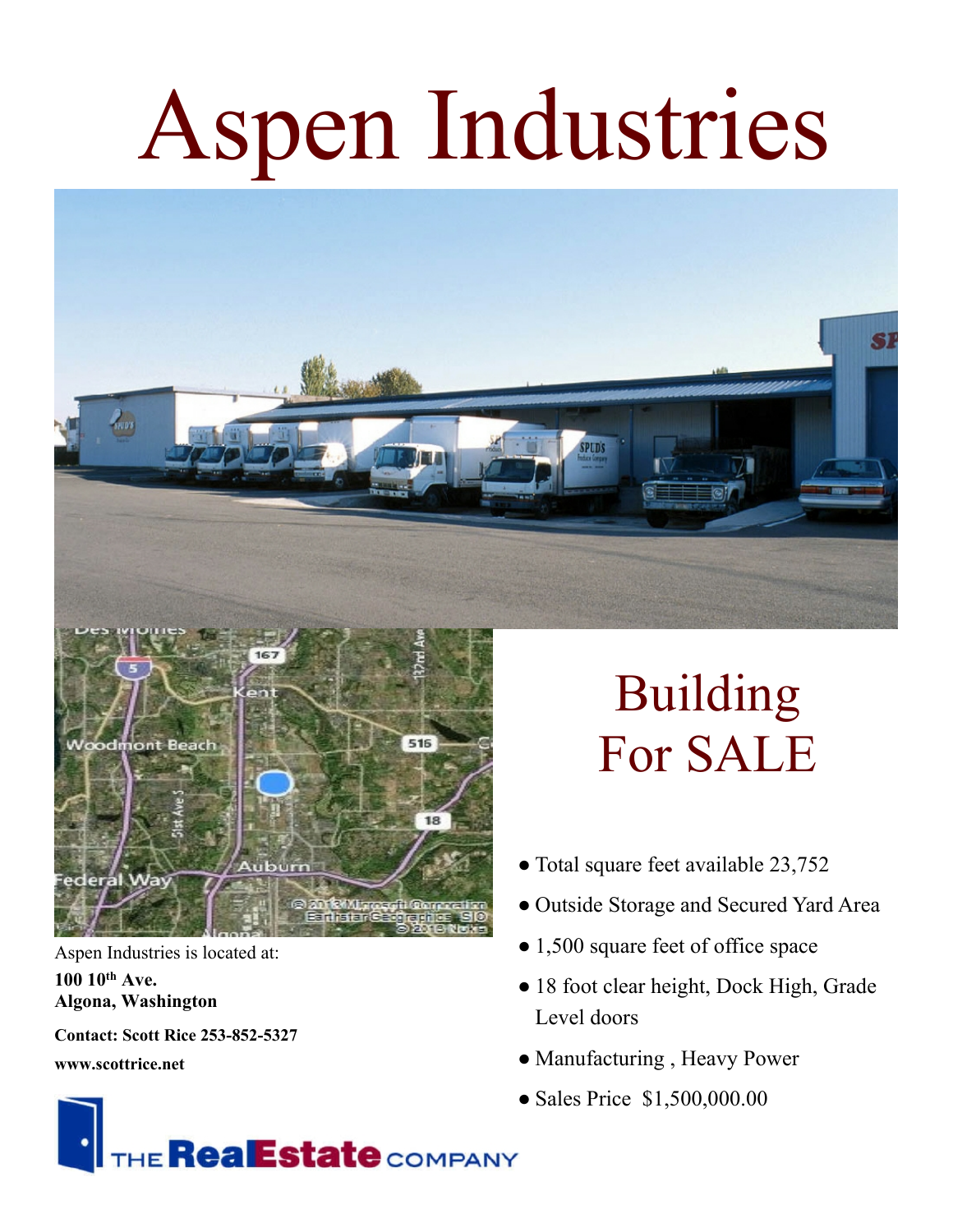# Aspen Industries

## Building For SALE

- Total square feet available 23,752
- Outside Storage and Secured Yard Area
- 1,500 square feet of office space
- 18 foot clear height, Dock High, Grade Level doors
- Manufacturing , Heavy Power
- Sales Price $1,500,000.00

Aspen Industries is located at:

**100 10th Ave.**
**Algona, Washington**

**Contact: Scott Rice 253-852-5327**

**www.scottrice.net**

THE RealEstate COMPANY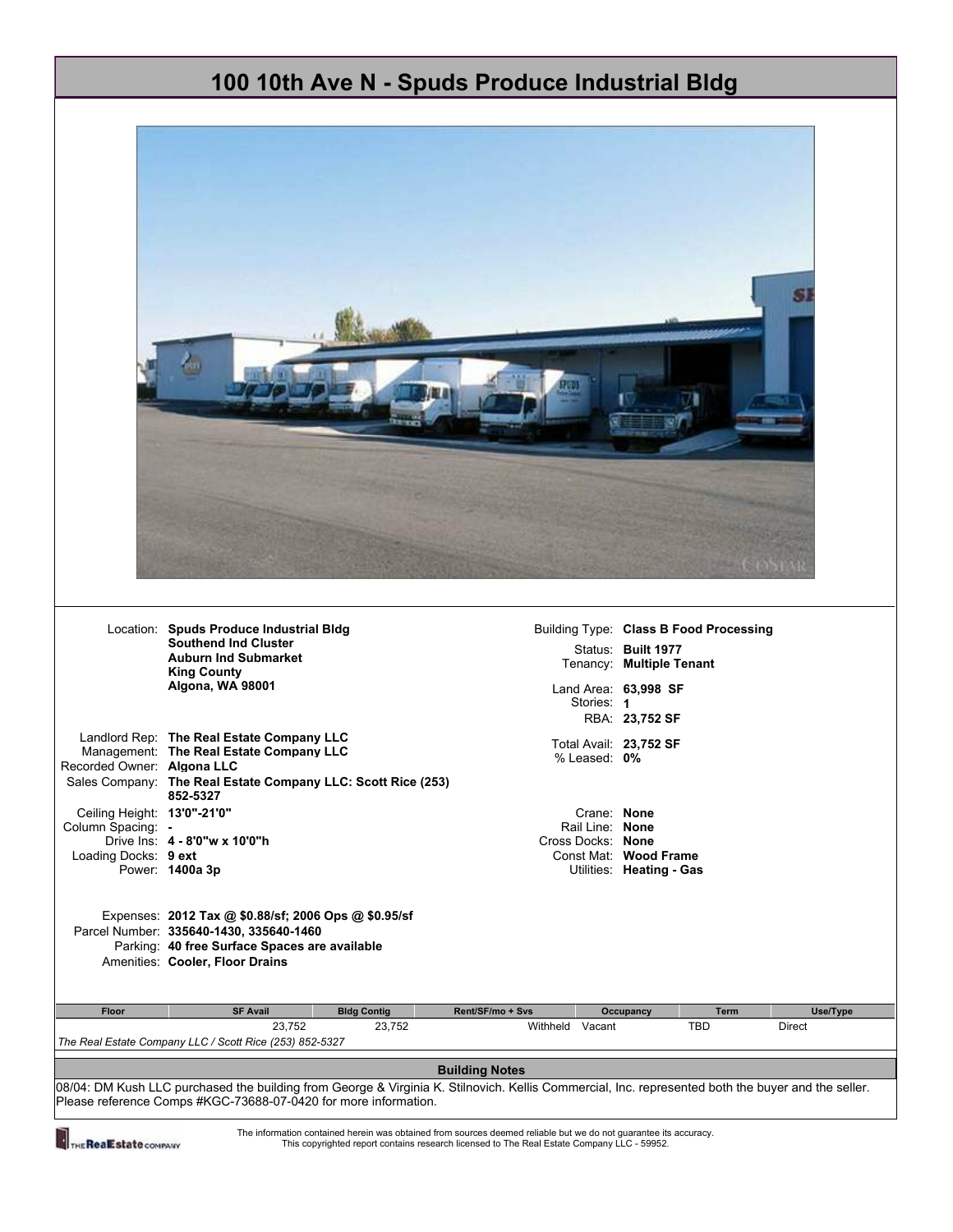# 100 10th Ave N - Spuds Produce Industrial Bldg

Location: **Spuds Produce Industrial Bldg**
**Southend Ind Cluster**
**Auburn Ind Submarket**
**King County**
**Algona, WA 98001**

Building Type: **Class B Food Processing**
Status: **Built 1977**
Tenancy: **Multiple Tenant**
Land Area: **63,998 SF**
Stories: **1**
RBA: **23,752 SF**

Landlord Rep: **The Real Estate Company LLC**
Management: **The Real Estate Company LLC**
Recorded Owner: **Algona LLC**
Sales Company: **The Real Estate Company LLC: Scott Rice (253) 852-5327**

Total Avail: **23,752 SF**
% Leased: **0%**

Ceiling Height: **13'0"-21'0"**
Column Spacing: **-**
Drive Ins: **4 - 8'0"w x 10'0"h**
Loading Docks: **9 ext**
Power: **1400a 3p**

Crane: **None**
Rail Line: **None**
Cross Docks: **None**
Const Mat: **Wood Frame**
Utilities: **Heating - Gas**

Expenses: **2012 Tax @ $0.88/sf; 2006 Ops @ $0.95/sf**
Parcel Number: **335640-1430, 335640-1460**
Parking: **40 free Surface Spaces are available**
Amenities: **Cooler, Floor Drains**

| Floor | SF Avail | Bldg Contig | Rent/SF/mo + Svs | Occupancy | Term | Use/Type |
|---|---|---|---|---|---|---|
| | 23,752 | 23,752 | Withheld | Vacant | TBD | Direct |

*The Real Estate Company LLC / Scott Rice (253) 852-5327*

**Building Notes**

08/04: DM Kush LLC purchased the building from George & Virginia K. Stilnovich. Kellis Commercial, Inc. represented both the buyer and the seller. Please reference Comps #KGC-73688-07-0420 for more information.

The information contained herein was obtained from sources deemed reliable but we do not guarantee its accuracy.
This copyrighted report contains research licensed to The Real Estate Company LLC - 59952.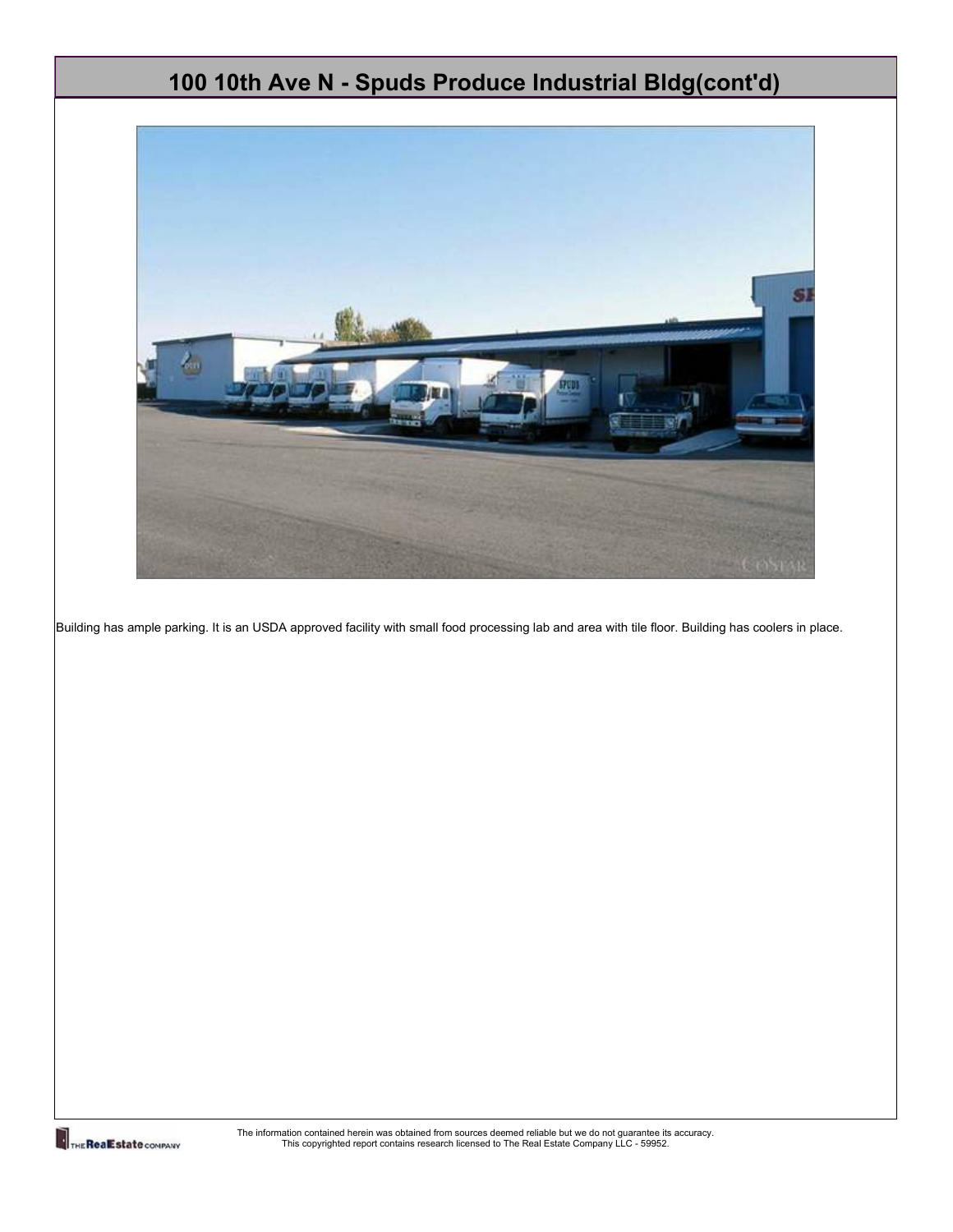# 100 10th Ave N - Spuds Produce Industrial Bldg(cont'd)

Building has ample parking. It is an USDA approved facility with small food processing lab and area with tile floor. Building has coolers in place.